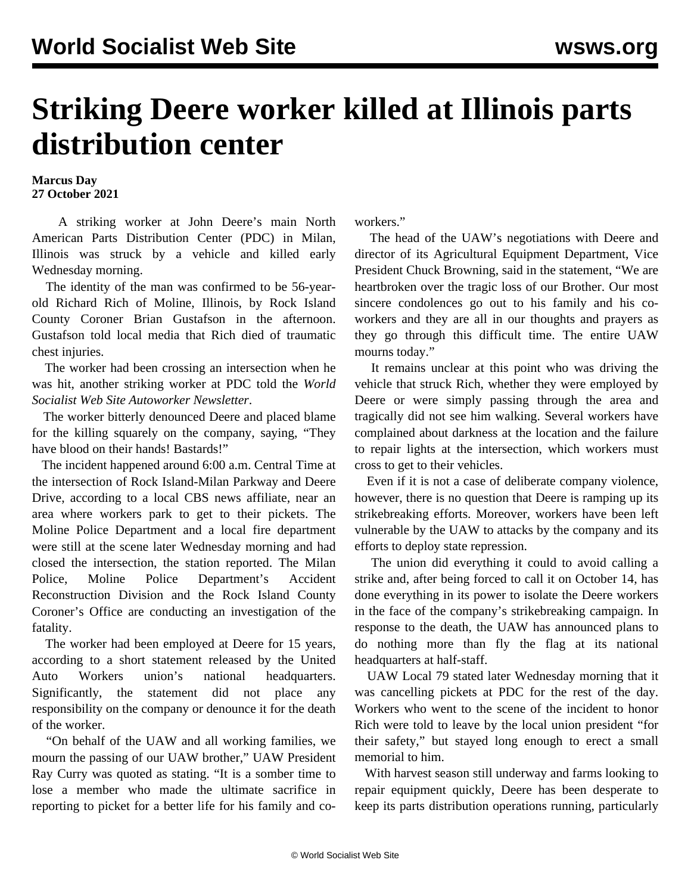# Striking Deere worker killed at Illinois parts distribution center

**Marcus Day**
**27 October 2021**

A striking worker at John Deere's main North American Parts Distribution Center (PDC) in Milan, Illinois was struck by a vehicle and killed early Wednesday morning.

The identity of the man was confirmed to be 56-year-old Richard Rich of Moline, Illinois, by Rock Island County Coroner Brian Gustafson in the afternoon. Gustafson told local media that Rich died of traumatic chest injuries.

The worker had been crossing an intersection when he was hit, another striking worker at PDC told the *World Socialist Web Site Autoworker Newsletter*.

The worker bitterly denounced Deere and placed blame for the killing squarely on the company, saying, "They have blood on their hands! Bastards!"

The incident happened around 6:00 a.m. Central Time at the intersection of Rock Island-Milan Parkway and Deere Drive, according to a local CBS news affiliate, near an area where workers park to get to their pickets. The Moline Police Department and a local fire department were still at the scene later Wednesday morning and had closed the intersection, the station reported. The Milan Police, Moline Police Department's Accident Reconstruction Division and the Rock Island County Coroner's Office are conducting an investigation of the fatality.

The worker had been employed at Deere for 15 years, according to a short statement released by the United Auto Workers union's national headquarters. Significantly, the statement did not place any responsibility on the company or denounce it for the death of the worker.

"On behalf of the UAW and all working families, we mourn the passing of our UAW brother," UAW President Ray Curry was quoted as stating. "It is a somber time to lose a member who made the ultimate sacrifice in reporting to picket for a better life for his family and co-workers."

The head of the UAW's negotiations with Deere and director of its Agricultural Equipment Department, Vice President Chuck Browning, said in the statement, "We are heartbroken over the tragic loss of our Brother. Our most sincere condolences go out to his family and his co-workers and they are all in our thoughts and prayers as they go through this difficult time. The entire UAW mourns today."

It remains unclear at this point who was driving the vehicle that struck Rich, whether they were employed by Deere or were simply passing through the area and tragically did not see him walking. Several workers have complained about darkness at the location and the failure to repair lights at the intersection, which workers must cross to get to their vehicles.

Even if it is not a case of deliberate company violence, however, there is no question that Deere is ramping up its strikebreaking efforts. Moreover, workers have been left vulnerable by the UAW to attacks by the company and its efforts to deploy state repression.

The union did everything it could to avoid calling a strike and, after being forced to call it on October 14, has done everything in its power to isolate the Deere workers in the face of the company's strikebreaking campaign. In response to the death, the UAW has announced plans to do nothing more than fly the flag at its national headquarters at half-staff.

UAW Local 79 stated later Wednesday morning that it was cancelling pickets at PDC for the rest of the day. Workers who went to the scene of the incident to honor Rich were told to leave by the local union president "for their safety," but stayed long enough to erect a small memorial to him.

With harvest season still underway and farms looking to repair equipment quickly, Deere has been desperate to keep its parts distribution operations running, particularly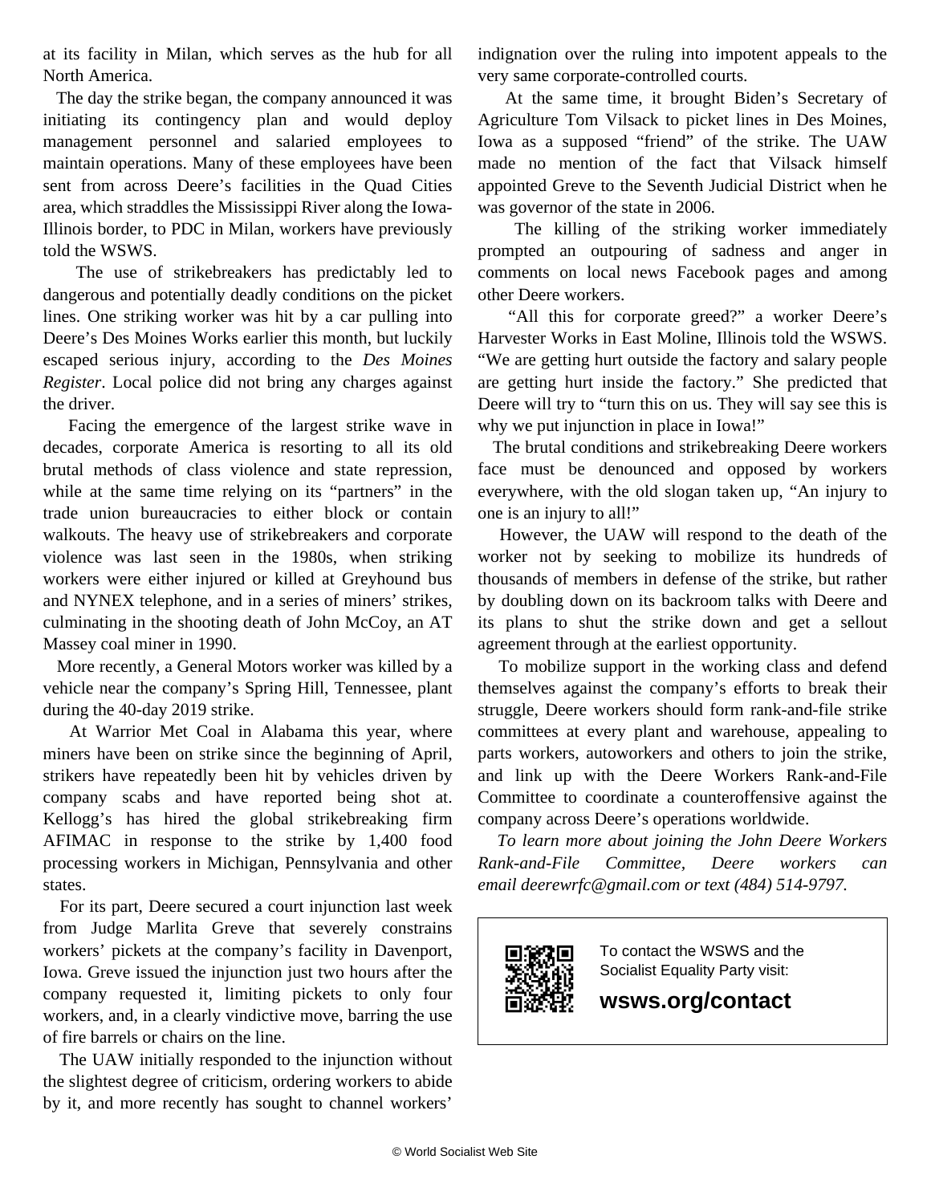at its facility in Milan, which serves as the hub for all North America.

The day the strike began, the company announced it was initiating its contingency plan and would deploy management personnel and salaried employees to maintain operations. Many of these employees have been sent from across Deere's facilities in the Quad Cities area, which straddles the Mississippi River along the Iowa-Illinois border, to PDC in Milan, workers have previously told the WSWS.

The use of strikebreakers has predictably led to dangerous and potentially deadly conditions on the picket lines. One striking worker was hit by a car pulling into Deere's Des Moines Works earlier this month, but luckily escaped serious injury, according to the *Des Moines Register*. Local police did not bring any charges against the driver.

Facing the emergence of the largest strike wave in decades, corporate America is resorting to all its old brutal methods of class violence and state repression, while at the same time relying on its "partners" in the trade union bureaucracies to either block or contain walkouts. The heavy use of strikebreakers and corporate violence was last seen in the 1980s, when striking workers were either injured or killed at Greyhound bus and NYNEX telephone, and in a series of miners' strikes, culminating in the shooting death of John McCoy, an AT Massey coal miner in 1990.

More recently, a General Motors worker was killed by a vehicle near the company's Spring Hill, Tennessee, plant during the 40-day 2019 strike.

At Warrior Met Coal in Alabama this year, where miners have been on strike since the beginning of April, strikers have repeatedly been hit by vehicles driven by company scabs and have reported being shot at. Kellogg's has hired the global strikebreaking firm AFIMAC in response to the strike by 1,400 food processing workers in Michigan, Pennsylvania and other states.

For its part, Deere secured a court injunction last week from Judge Marlita Greve that severely constrains workers' pickets at the company's facility in Davenport, Iowa. Greve issued the injunction just two hours after the company requested it, limiting pickets to only four workers, and, in a clearly vindictive move, barring the use of fire barrels or chairs on the line.

The UAW initially responded to the injunction without the slightest degree of criticism, ordering workers to abide by it, and more recently has sought to channel workers' indignation over the ruling into impotent appeals to the very same corporate-controlled courts.

At the same time, it brought Biden's Secretary of Agriculture Tom Vilsack to picket lines in Des Moines, Iowa as a supposed "friend" of the strike. The UAW made no mention of the fact that Vilsack himself appointed Greve to the Seventh Judicial District when he was governor of the state in 2006.

The killing of the striking worker immediately prompted an outpouring of sadness and anger in comments on local news Facebook pages and among other Deere workers.

"All this for corporate greed?" a worker Deere's Harvester Works in East Moline, Illinois told the WSWS. "We are getting hurt outside the factory and salary people are getting hurt inside the factory." She predicted that Deere will try to "turn this on us. They will say see this is why we put injunction in place in Iowa!"

The brutal conditions and strikebreaking Deere workers face must be denounced and opposed by workers everywhere, with the old slogan taken up, "An injury to one is an injury to all!"

However, the UAW will respond to the death of the worker not by seeking to mobilize its hundreds of thousands of members in defense of the strike, but rather by doubling down on its backroom talks with Deere and its plans to shut the strike down and get a sellout agreement through at the earliest opportunity.

To mobilize support in the working class and defend themselves against the company's efforts to break their struggle, Deere workers should form rank-and-file strike committees at every plant and warehouse, appealing to parts workers, autoworkers and others to join the strike, and link up with the Deere Workers Rank-and-File Committee to coordinate a counteroffensive against the company across Deere's operations worldwide.

*To learn more about joining the John Deere Workers Rank-and-File Committee, Deere workers can email deerewrfc@gmail.com or text (484) 514-9797.*

To contact the WSWS and the Socialist Equality Party visit:

**wsws.org/contact**